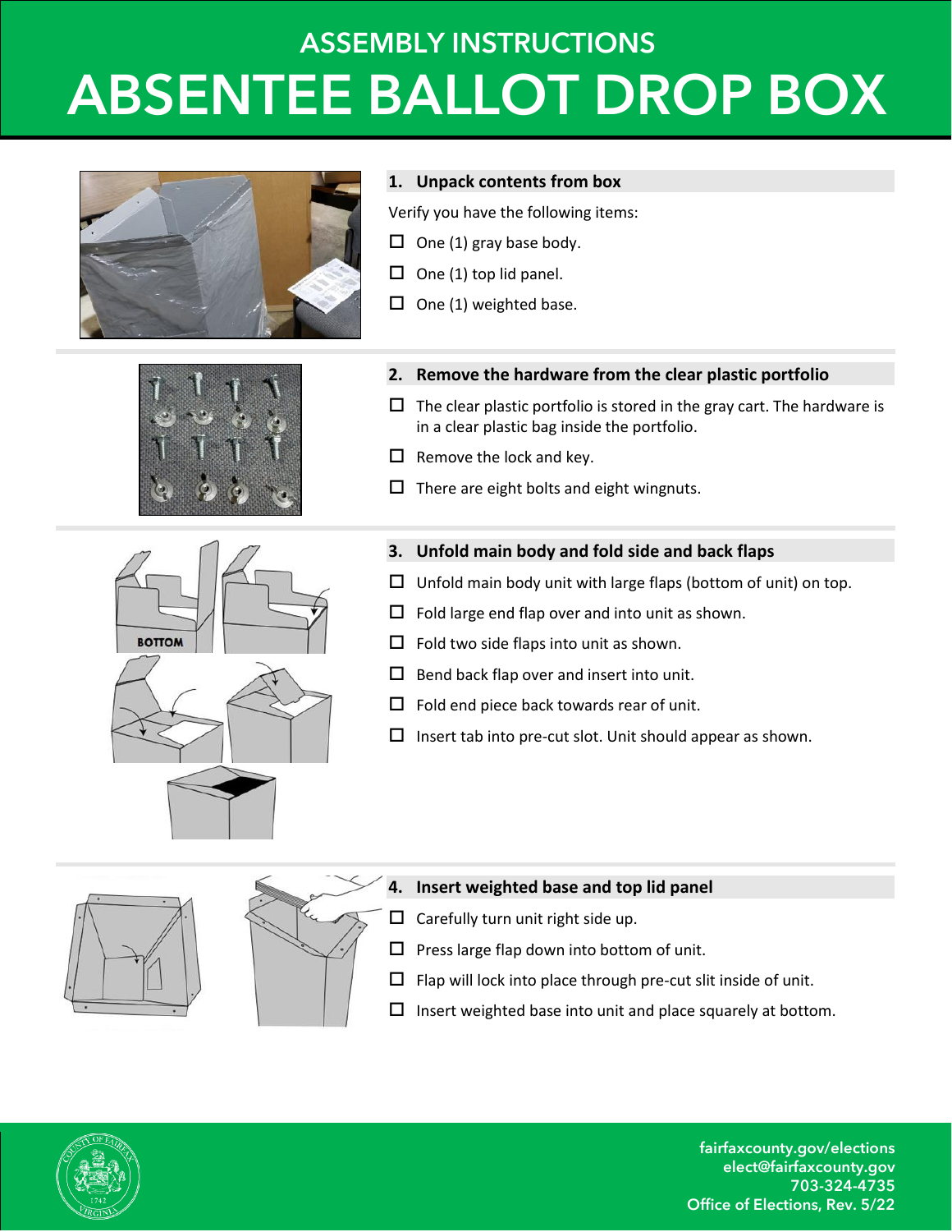# ASSEMBLY INSTRUCTIONS

# ABSENTEE BALLOT DROP BOX

## 1. Unpack contents from box

Verify you have the following items:

- ☐ One (1) gray base body.
- ☐ One (1) top lid panel.
- ☐ One (1) weighted base.

## 2. Remove the hardware from the clear plastic portfolio

- ☐ The clear plastic portfolio is stored in the gray cart. The hardware is in a clear plastic bag inside the portfolio.
- ☐ Remove the lock and key.
- ☐ There are eight bolts and eight wingnuts.

## 3. Unfold main body and fold side and back flaps

- ☐ Unfold main body unit with large flaps (bottom of unit) on top.
- ☐ Fold large end flap over and into unit as shown.
- ☐ Fold two side flaps into unit as shown.
- ☐ Bend back flap over and insert into unit.
- ☐ Fold end piece back towards rear of unit.
- ☐ Insert tab into pre-cut slot. Unit should appear as shown.

## 4. Insert weighted base and top lid panel

- ☐ Carefully turn unit right side up.
- ☐ Press large flap down into bottom of unit.
- ☐ Flap will lock into place through pre-cut slit inside of unit.
- ☐ Insert weighted base into unit and place squarely at bottom.

fairfaxcounty.gov/elections
elect@fairfaxcounty.gov
703-324-4735
Office of Elections, Rev. 5/22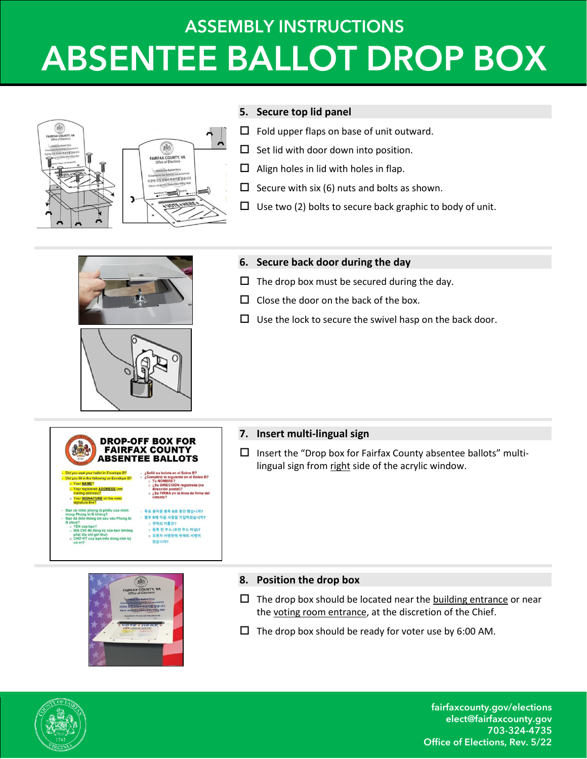# ASSEMBLY INSTRUCTIONS
# ABSENTEE BALLOT DROP BOX

## 5. Secure top lid panel

- ☐ Fold upper flaps on base of unit outward.
- ☐ Set lid with door down into position.
- ☐ Align holes in lid with holes in flap.
- ☐ Secure with six (6) nuts and bolts as shown.
- ☐ Use two (2) bolts to secure back graphic to body of unit.

## 6. Secure back door during the day

- ☐ The drop box must be secured during the day.
- ☐ Close the door on the back of the box.
- ☐ Use the lock to secure the swivel hasp on the back door.

## 7. Insert multi-lingual sign

- ☐ Insert the "Drop box for Fairfax County absentee ballots" multi-lingual sign from right side of the acrylic window.

## 8. Position the drop box

- ☐ The drop box should be located near the building entrance or near the voting room entrance, at the discretion of the Chief.
- ☐ The drop box should be ready for voter use by 6:00 AM.

fairfaxcounty.gov/elections
elect@fairfaxcounty.gov
703-324-4735
Office of Elections, Rev. 5/22